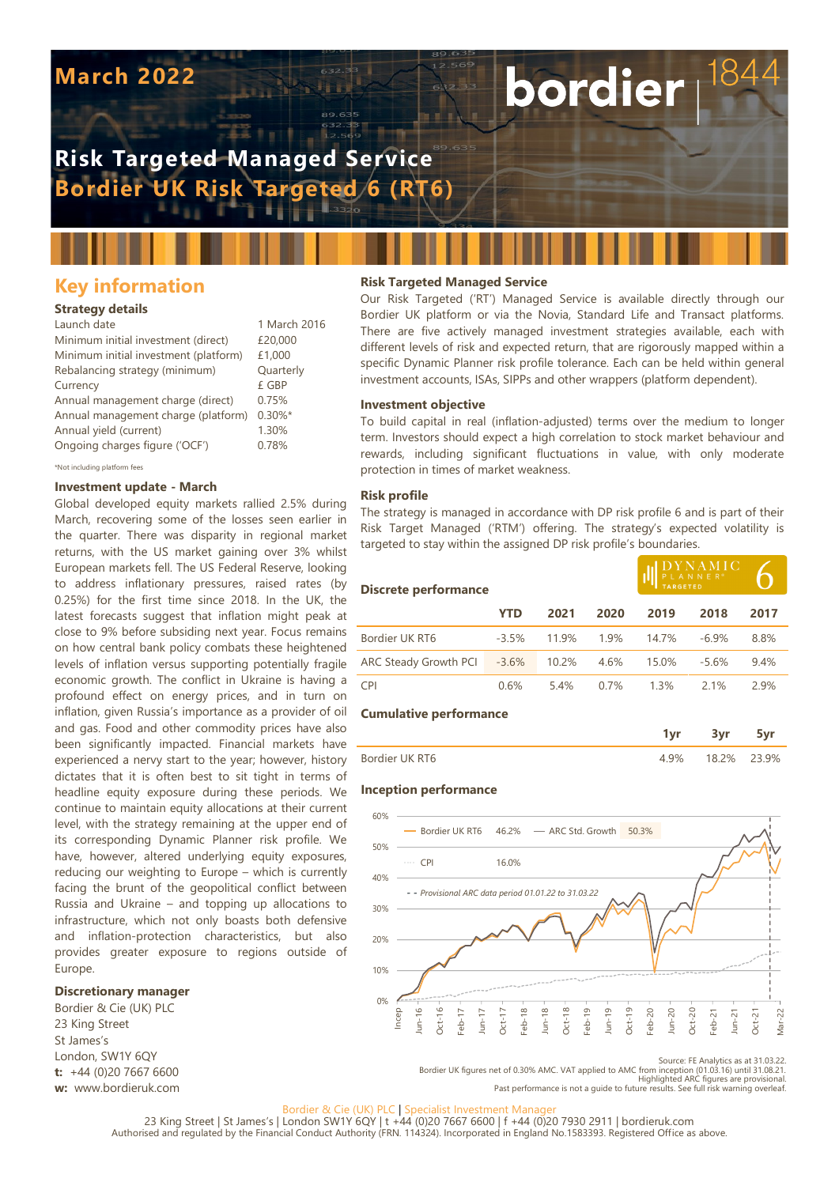# March 2022

# Risk Targeted Managed Service

# Bordier UK Risk Targeted 6 (RT6)

## Key information

### Strategy details

| | |
|---|---|
| Launch date | 1 March 2016 |
| Minimum initial investment (direct) | £20,000 |
| Minimum initial investment (platform) | £1,000 |
| Rebalancing strategy (minimum) | Quarterly |
| Currency | £ GBP |
| Annual management charge (direct) | 0.75% |
| Annual management charge (platform) | 0.30%* |
| Annual yield (current) | 1.30% |
| Ongoing charges figure ('OCF') | 0.78% |

*Not including platform fees

### Investment update - March

Global developed equity markets rallied 2.5% during March, recovering some of the losses seen earlier in the quarter. There was disparity in regional market returns, with the US market gaining over 3% whilst European markets fell. The US Federal Reserve, looking to address inflationary pressures, raised rates (by 0.25%) for the first time since 2018. In the UK, the latest forecasts suggest that inflation might peak at close to 9% before subsiding next year. Focus remains on how central bank policy combats these heightened levels of inflation versus supporting potentially fragile economic growth. The conflict in Ukraine is having a profound effect on energy prices, and in turn on inflation, given Russia's importance as a provider of oil and gas. Food and other commodity prices have also been significantly impacted. Financial markets have experienced a nervy start to the year; however, history dictates that it is often best to sit tight in terms of headline equity exposure during these periods. We continue to maintain equity allocations at their current level, with the strategy remaining at the upper end of its corresponding Dynamic Planner risk profile. We have, however, altered underlying equity exposures, reducing our weighting to Europe – which is currently facing the brunt of the geopolitical conflict between Russia and Ukraine – and topping up allocations to infrastructure, which not only boasts both defensive and inflation-protection characteristics, but also provides greater exposure to regions outside of Europe.

### Discretionary manager

Bordier & Cie (UK) PLC
23 King Street
St James's
London, SW1Y 6QY
**t:** +44 (0)20 7667 6600
**w:** www.bordieruk.com

### Risk Targeted Managed Service

Our Risk Targeted ('RT') Managed Service is available directly through our Bordier UK platform or via the Novia, Standard Life and Transact platforms. There are five actively managed investment strategies available, each with different levels of risk and expected return, that are rigorously mapped within a specific Dynamic Planner risk profile tolerance. Each can be held within general investment accounts, ISAs, SIPPs and other wrappers (platform dependent).

### Investment objective

To build capital in real (inflation-adjusted) terms over the medium to longer term. Investors should expect a high correlation to stock market behaviour and rewards, including significant fluctuations in value, with only moderate protection in times of market weakness.

### Risk profile

The strategy is managed in accordance with DP risk profile 6 and is part of their Risk Target Managed ('RTM') offering. The strategy's expected volatility is targeted to stay within the assigned DP risk profile's boundaries.

### Discrete performance

| | YTD | 2021 | 2020 | 2019 | 2018 | 2017 |
|---|---|---|---|---|---|---|
| Bordier UK RT6 | -3.5% | 11.9% | 1.9% | 14.7% | -6.9% | 8.8% |
| ARC Steady Growth PCI | -3.6% | 10.2% | 4.6% | 15.0% | -5.6% | 9.4% |
| CPI | 0.6% | 5.4% | 0.7% | 1.3% | 2.1% | 2.9% |

### Cumulative performance

| | 1yr | 3yr | 5yr |
|---|---|---|---|
| Bordier UK RT6 | 4.9% | 18.2% | 23.9% |

### Inception performance

Bordier UK RT6 46.2% — ARC Std. Growth 50.3% — CPI 16.0%

- - Provisional ARC data period 01.01.22 to 31.03.22

Source: FE Analytics as at 31.03.22.
Bordier UK figures net of 0.30% AMC. VAT applied to AMC from inception (01.03.16) until 31.08.21.
Highlighted ARC figures are provisional.
Past performance is not a guide to future results. See full risk warning overleaf.

Bordier & Cie (UK) PLC | Specialist Investment Manager
23 King Street | St James's | London SW1Y 6QY | t +44 (0)20 7667 6600 | f +44 (0)20 7930 2911 | bordieruk.com
Authorised and regulated by the Financial Conduct Authority (FRN. 114324). Incorporated in England No.1583393. Registered Office as above.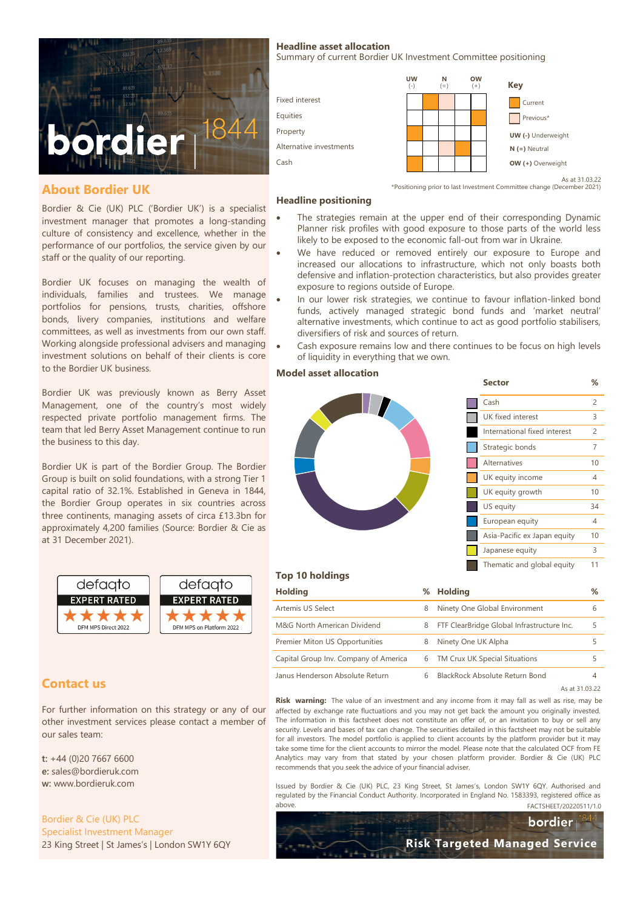## About Bordier UK

Bordier & Cie (UK) PLC ('Bordier UK') is a specialist investment manager that promotes a long-standing culture of consistency and excellence, whether in the performance of our portfolios, the service given by our staff or the quality of our reporting.

Bordier UK focuses on managing the wealth of individuals, families and trustees. We manage portfolios for pensions, trusts, charities, offshore bonds, livery companies, institutions and welfare committees, as well as investments from our own staff. Working alongside professional advisers and managing investment solutions on behalf of their clients is core to the Bordier UK business.

Bordier UK was previously known as Berry Asset Management, one of the country's most widely respected private portfolio management firms. The team that led Berry Asset Management continue to run the business to this day.

Bordier UK is part of the Bordier Group. The Bordier Group is built on solid foundations, with a strong Tier 1 capital ratio of 32.1%. Established in Geneva in 1844, the Bordier Group operates in six countries across three continents, managing assets of circa £13.3bn for approximately 4,200 families (Source: Bordier & Cie as at 31 December 2021).

defaqto EXPERT RATED ★★★★★ DFM MPS Direct 2022

defaqto EXPERT RATED ★★★★★ DFM MPS on Platform 2022

## Contact us

For further information on this strategy or any of our other investment services please contact a member of our sales team:

t: +44 (0)20 7667 6600
e: sales@bordieruk.com
w: www.bordieruk.com

Bordier & Cie (UK) PLC
Specialist Investment Manager
23 King Street | St James's | London SW1Y 6QY

## Headline asset allocation

Summary of current Bordier UK Investment Committee positioning

| | UW (-) | | N (=) | | OW (+) |
|---|---|---|---|---|---|
| Fixed interest | | Current | Previous* | | |
| Equities | | | | | Current |
| Property | Current | | | | |
| Alternative investments | | | Previous* | Current | |
| Cash | Current | | | | |

Key: Current; Previous*; UW (-) Underweight; N (=) Neutral; OW (+) Overweight

As at 31.03.22
*Positioning prior to last Investment Committee change (December 2021)

## Headline positioning

- The strategies remain at the upper end of their corresponding Dynamic Planner risk profiles with good exposure to those parts of the world less likely to be exposed to the economic fall-out from war in Ukraine.
- We have reduced or removed entirely our exposure to Europe and increased our allocations to infrastructure, which not only boasts both defensive and inflation-protection characteristics, but also provides greater exposure to regions outside of Europe.
- In our lower risk strategies, we continue to favour inflation-linked bond funds, actively managed strategic bond funds and 'market neutral' alternative investments, which continue to act as good portfolio stabilisers, diversifiers of risk and sources of return.
- Cash exposure remains low and there continues to be focus on high levels of liquidity in everything that we own.

## Model asset allocation

| Sector | % |
|---|---|
| Cash | 2 |
| UK fixed interest | 3 |
| International fixed interest | 2 |
| Strategic bonds | 7 |
| Alternatives | 10 |
| UK equity income | 4 |
| UK equity growth | 10 |
| US equity | 34 |
| European equity | 4 |
| Asia-Pacific ex Japan equity | 10 |
| Japanese equity | 3 |
| Thematic and global equity | 11 |

## Top 10 holdings

| Holding | % | Holding | % |
|---|---|---|---|
| Artemis US Select | 8 | Ninety One Global Environment | 6 |
| M&G North American Dividend | 8 | FTF ClearBridge Global Infrastructure Inc. | 5 |
| Premier Miton US Opportunities | 8 | Ninety One UK Alpha | 5 |
| Capital Group Inv. Company of America | 6 | TM Crux UK Special Situations | 5 |
| Janus Henderson Absolute Return | 6 | BlackRock Absolute Return Bond | 4 |

As at 31.03.22

**Risk warning:** The value of an investment and any income from it may fall as well as rise, may be affected by exchange rate fluctuations and you may not get back the amount you originally invested. The information in this factsheet does not constitute an offer of, or an invitation to buy or sell any security. Levels and bases of tax can change. The securities detailed in this factsheet may not be suitable for all investors. The model portfolio is applied to client accounts by the platform provider but it may take some time for the client accounts to mirror the model. Please note that the calculated OCF from FE Analytics may vary from that stated by your chosen platform provider. Bordier & Cie (UK) PLC recommends that you seek the advice of your financial adviser.

Issued by Bordier & Cie (UK) PLC, 23 King Street, St James's, London SW1Y 6QY. Authorised and regulated by the Financial Conduct Authority. Incorporated in England No. 1583393, registered office as above.

FACTSHEET/20220511/1.0

bordier 1844 Risk Targeted Managed Service